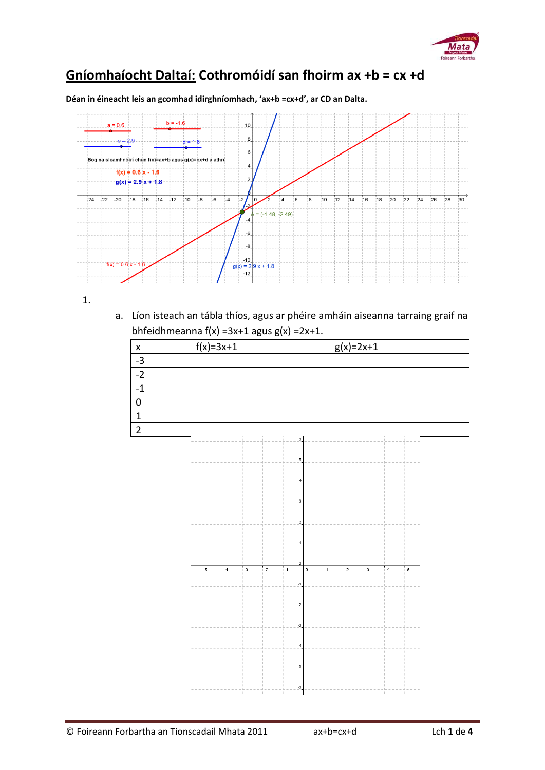# Gníomhaíocht Daltaí: Cothromóidí san fhoirm ax +b = cx +d

**Déan in éineacht leis an gcomhad idirghníomhach, 'ax+b =cx+d', ar CD an Dalta.**

1.

a. Líon isteach an tábla thíos, agus ar phéire amháin aiseanna tarraing graif na bhfeidhmeanna $f(x) = 3x+1$ agus $g(x) = 2x+1$.

| x | f(x)=3x+1 | g(x)=2x+1 |
|---|---|---|
| -3 | | |
| -2 | | |
| -1 | | |
| 0 | | |
| 1 | | |
| 2 | | |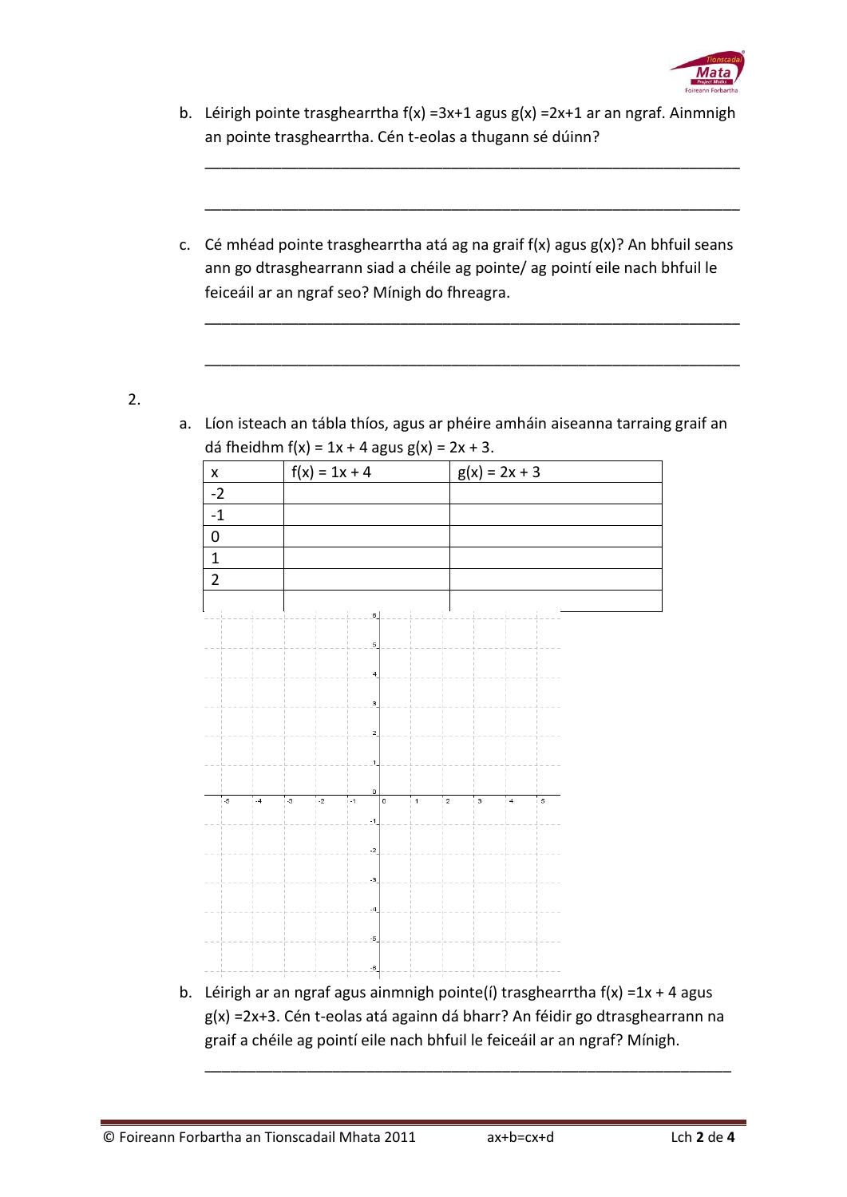b. Léirigh pointe trasghearrtha $f(x) = 3x+1$ agus $g(x) = 2x+1$ ar an ngraf. Ainmnigh an pointe trasghearrtha. Cén t-eolas a thugann sé dúinn?

\_\_\_\_\_\_\_\_\_\_\_\_\_\_\_\_\_\_\_\_\_\_\_\_\_\_\_\_\_\_\_\_\_\_\_\_\_\_\_\_\_\_\_\_\_\_\_\_\_\_\_\_\_\_\_\_\_\_\_\_\_\_

\_\_\_\_\_\_\_\_\_\_\_\_\_\_\_\_\_\_\_\_\_\_\_\_\_\_\_\_\_\_\_\_\_\_\_\_\_\_\_\_\_\_\_\_\_\_\_\_\_\_\_\_\_\_\_\_\_\_\_\_\_\_

c. Cé mhéad pointe trasghearrtha atá ag na graif $f(x)$ agus $g(x)$? An bhfuil seans ann go dtrasghearrann siad a chéile ag pointe/ ag pointí eile nach bhfuil le feiceáil ar an ngraf seo? Mínigh do fhreagra.

\_\_\_\_\_\_\_\_\_\_\_\_\_\_\_\_\_\_\_\_\_\_\_\_\_\_\_\_\_\_\_\_\_\_\_\_\_\_\_\_\_\_\_\_\_\_\_\_\_\_\_\_\_\_\_\_\_\_\_\_\_\_

\_\_\_\_\_\_\_\_\_\_\_\_\_\_\_\_\_\_\_\_\_\_\_\_\_\_\_\_\_\_\_\_\_\_\_\_\_\_\_\_\_\_\_\_\_\_\_\_\_\_\_\_\_\_\_\_\_\_\_\_\_\_

2.

a. Líon isteach an tábla thíos, agus ar phéire amháin aiseanna tarraing graif an dá fheidhm $f(x) = 1x + 4$ agus $g(x) = 2x + 3$.

| x | $f(x) = 1x + 4$ | $g(x) = 2x + 3$ |
|---|---|---|
| -2 | | |
| -1 | | |
| 0 | | |
| 1 | | |
| 2 | | |
| | | |

b. Léirigh ar an ngraf agus ainmnigh pointe(í) trasghearrtha $f(x) = 1x + 4$ agus $g(x) = 2x+3$. Cén t-eolas atá againn dá bharr? An féidir go dtrasghearrann na graif a chéile ag pointí eile nach bhfuil le feiceáil ar an ngraf? Mínigh.

\_\_\_\_\_\_\_\_\_\_\_\_\_\_\_\_\_\_\_\_\_\_\_\_\_\_\_\_\_\_\_\_\_\_\_\_\_\_\_\_\_\_\_\_\_\_\_\_\_\_\_\_\_\_\_\_\_\_\_\_\_\_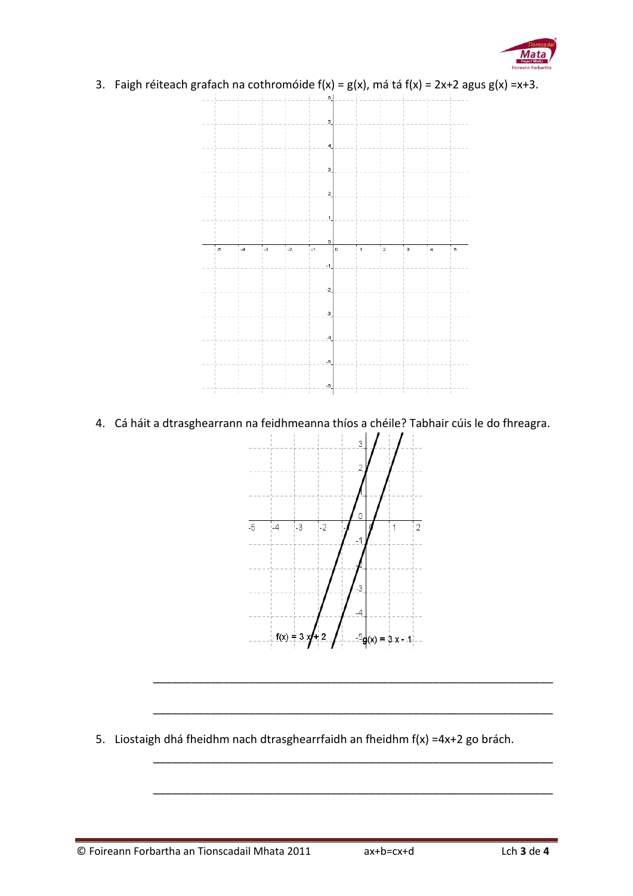3. Faigh réiteach grafach na cothromóide $f(x) = g(x)$, má tá $f(x) = 2x+2$ agus $g(x) = x+3$.

4. Cá háit a dtrasghearrann na feidhmeanna thíos a chéile? Tabhair cúis le do fhreagra.

$f(x) = 3x + 2$

$g(x) = 3x - 1$

\_\_\_\_\_\_\_\_\_\_\_\_\_\_\_\_\_\_\_\_\_\_\_\_\_\_\_\_\_\_\_\_\_\_\_\_\_\_\_\_\_\_\_\_\_\_\_\_\_\_\_\_\_\_\_\_\_\_\_\_

\_\_\_\_\_\_\_\_\_\_\_\_\_\_\_\_\_\_\_\_\_\_\_\_\_\_\_\_\_\_\_\_\_\_\_\_\_\_\_\_\_\_\_\_\_\_\_\_\_\_\_\_\_\_\_\_\_\_\_\_

5. Liostaigh dhá fheidhm nach dtrasghearrfaidh an fheidhm $f(x) = 4x+2$ go brách.

\_\_\_\_\_\_\_\_\_\_\_\_\_\_\_\_\_\_\_\_\_\_\_\_\_\_\_\_\_\_\_\_\_\_\_\_\_\_\_\_\_\_\_\_\_\_\_\_\_\_\_\_\_\_\_\_\_\_\_\_

\_\_\_\_\_\_\_\_\_\_\_\_\_\_\_\_\_\_\_\_\_\_\_\_\_\_\_\_\_\_\_\_\_\_\_\_\_\_\_\_\_\_\_\_\_\_\_\_\_\_\_\_\_\_\_\_\_\_\_\_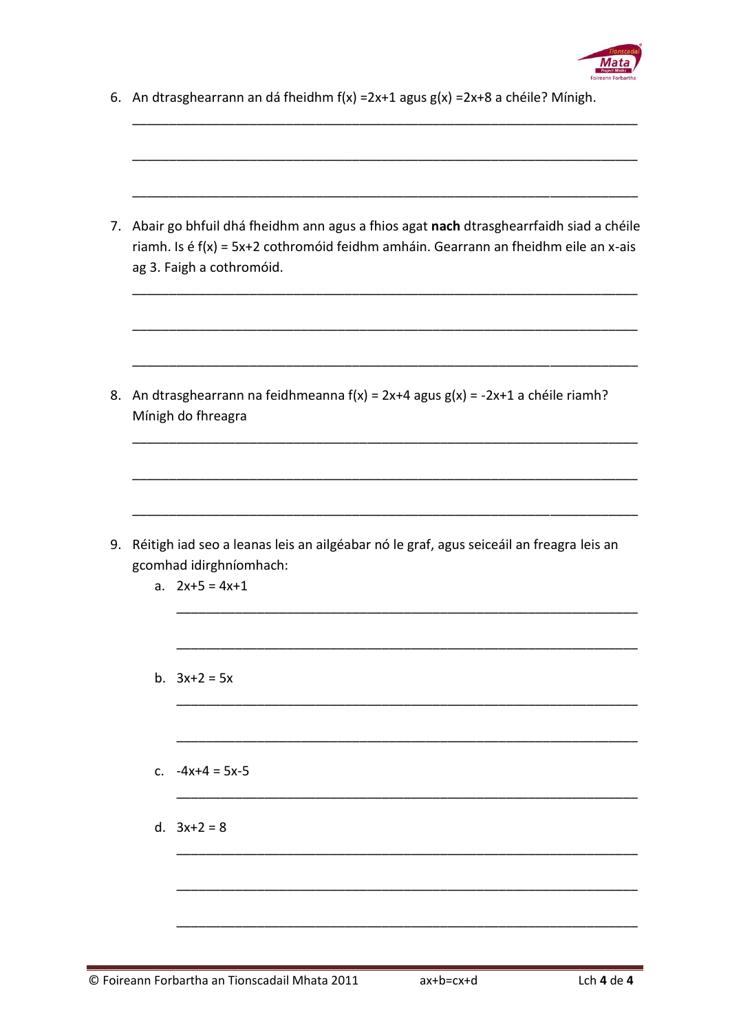6. An dtrasghearrann an dá fheidhm $f(x) = 2x+1$ agus $g(x) = 2x+8$ a chéile? Mínigh.

    ___________________________________________________________________

    ___________________________________________________________________

    ___________________________________________________________________

7. Abair go bhfuil dhá fheidhm ann agus a fhios agat **nach** dtrasghearrfaidh siad a chéile riamh. Is é $f(x) = 5x+2$ cothromóid feidhm amháin. Gearrann an fheidhm eile an x-ais ag 3. Faigh a cothromóid.

    ___________________________________________________________________

    ___________________________________________________________________

    ___________________________________________________________________

8. An dtrasghearrann na feidhmeanna $f(x) = 2x+4$ agus $g(x) = -2x+1$ a chéile riamh? Mínigh do fhreagra

    ___________________________________________________________________

    ___________________________________________________________________

    ___________________________________________________________________

9. Réitigh iad seo a leanas leis an ailgéabar nó le graf, agus seiceáil an freagra leis an gcomhad idirghníomhach:

    a. $2x+5 = 4x+1$

        _______________________________________________________________

        _______________________________________________________________

    b. $3x+2 = 5x$

        _______________________________________________________________

        _______________________________________________________________

    c. $-4x+4 = 5x-5$

        _______________________________________________________________

    d. $3x+2 = 8$

        _______________________________________________________________

        _______________________________________________________________

        _______________________________________________________________